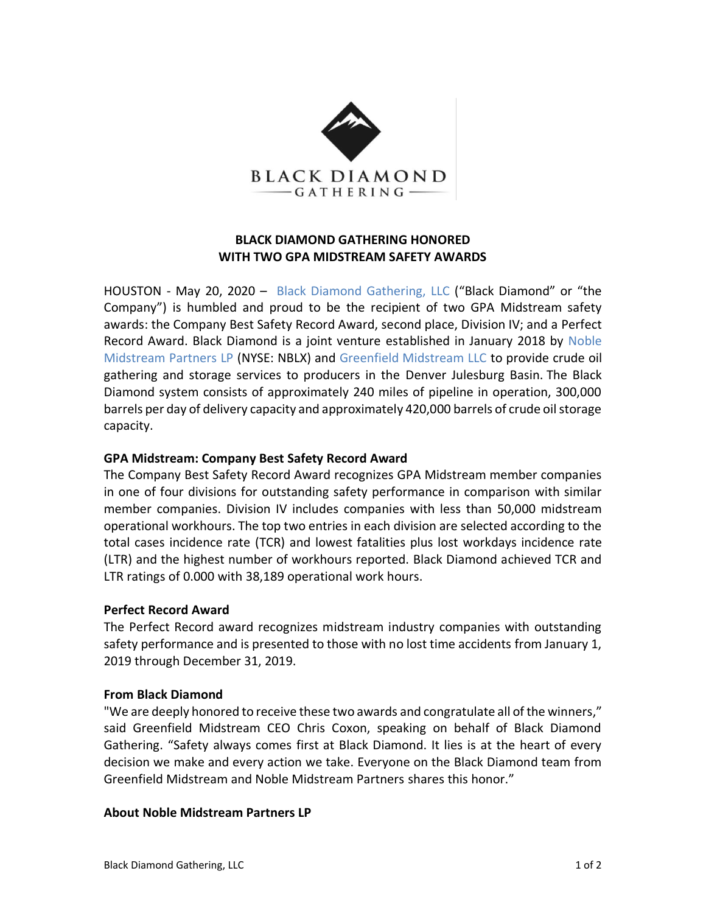BLACK DIAMOND
GATHERING

# BLACK DIAMOND GATHERING HONORED WITH TWO GPA MIDSTREAM SAFETY AWARDS

HOUSTON - May 20, 2020 – Black Diamond Gathering, LLC ("Black Diamond" or "the Company") is humbled and proud to be the recipient of two GPA Midstream safety awards: the Company Best Safety Record Award, second place, Division IV; and a Perfect Record Award. Black Diamond is a joint venture established in January 2018 by Noble Midstream Partners LP (NYSE: NBLX) and Greenfield Midstream LLC to provide crude oil gathering and storage services to producers in the Denver Julesburg Basin. The Black Diamond system consists of approximately 240 miles of pipeline in operation, 300,000 barrels per day of delivery capacity and approximately 420,000 barrels of crude oil storage capacity.

**GPA Midstream: Company Best Safety Record Award**

The Company Best Safety Record Award recognizes GPA Midstream member companies in one of four divisions for outstanding safety performance in comparison with similar member companies. Division IV includes companies with less than 50,000 midstream operational workhours. The top two entries in each division are selected according to the total cases incidence rate (TCR) and lowest fatalities plus lost workdays incidence rate (LTR) and the highest number of workhours reported. Black Diamond achieved TCR and LTR ratings of 0.000 with 38,189 operational work hours.

**Perfect Record Award**

The Perfect Record award recognizes midstream industry companies with outstanding safety performance and is presented to those with no lost time accidents from January 1, 2019 through December 31, 2019.

**From Black Diamond**

"We are deeply honored to receive these two awards and congratulate all of the winners," said Greenfield Midstream CEO Chris Coxon, speaking on behalf of Black Diamond Gathering. "Safety always comes first at Black Diamond. It lies is at the heart of every decision we make and every action we take. Everyone on the Black Diamond team from Greenfield Midstream and Noble Midstream Partners shares this honor."

**About Noble Midstream Partners LP**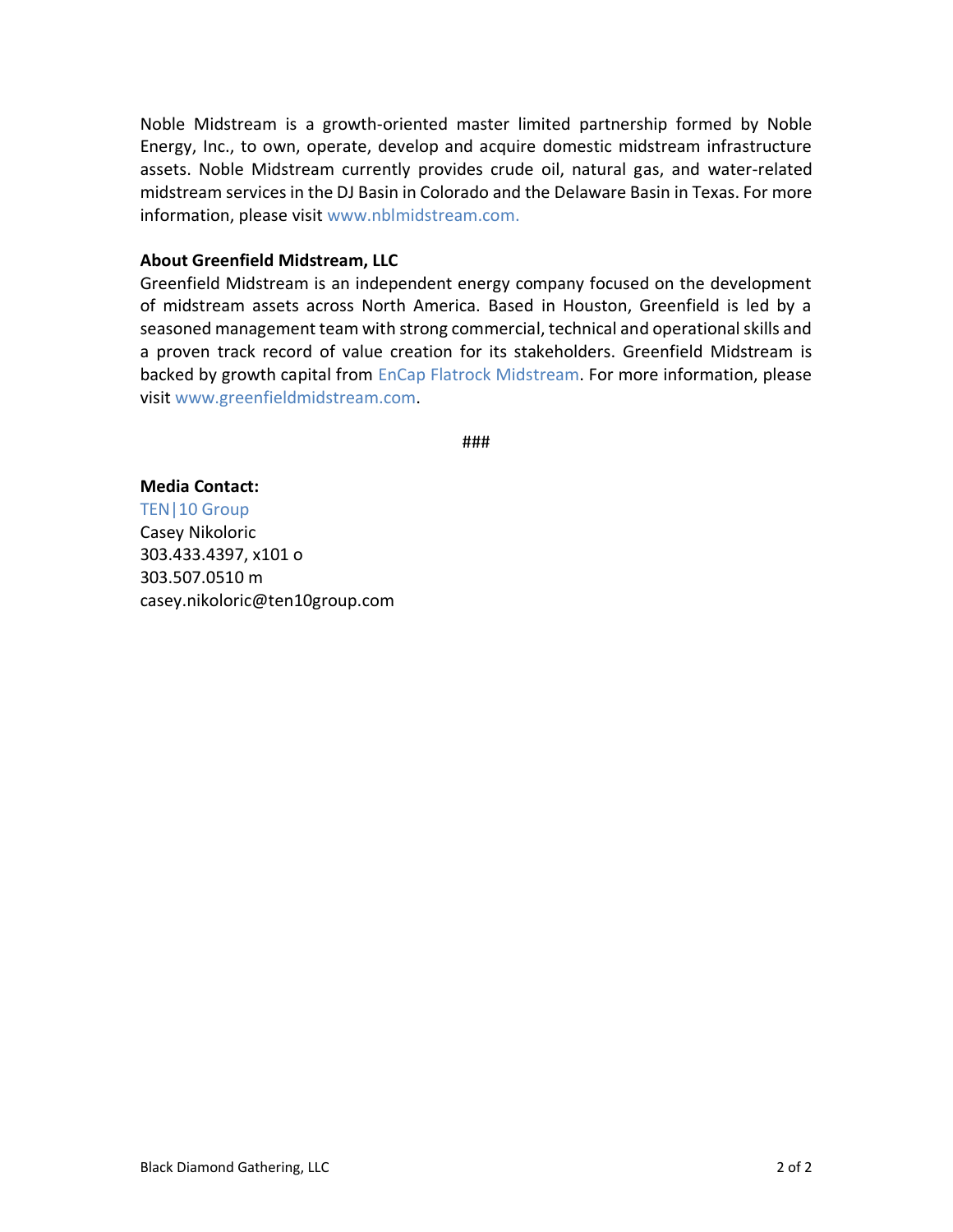Noble Midstream is a growth-oriented master limited partnership formed by Noble Energy, Inc., to own, operate, develop and acquire domestic midstream infrastructure assets. Noble Midstream currently provides crude oil, natural gas, and water-related midstream services in the DJ Basin in Colorado and the Delaware Basin in Texas. For more information, please visit www.nblmidstream.com.

**About Greenfield Midstream, LLC**

Greenfield Midstream is an independent energy company focused on the development of midstream assets across North America. Based in Houston, Greenfield is led by a seasoned management team with strong commercial, technical and operational skills and a proven track record of value creation for its stakeholders. Greenfield Midstream is backed by growth capital from EnCap Flatrock Midstream. For more information, please visit www.greenfieldmidstream.com.

###

**Media Contact:**

TEN|10 Group
Casey Nikoloric
303.433.4397, x101 o
303.507.0510 m
casey.nikoloric@ten10group.com